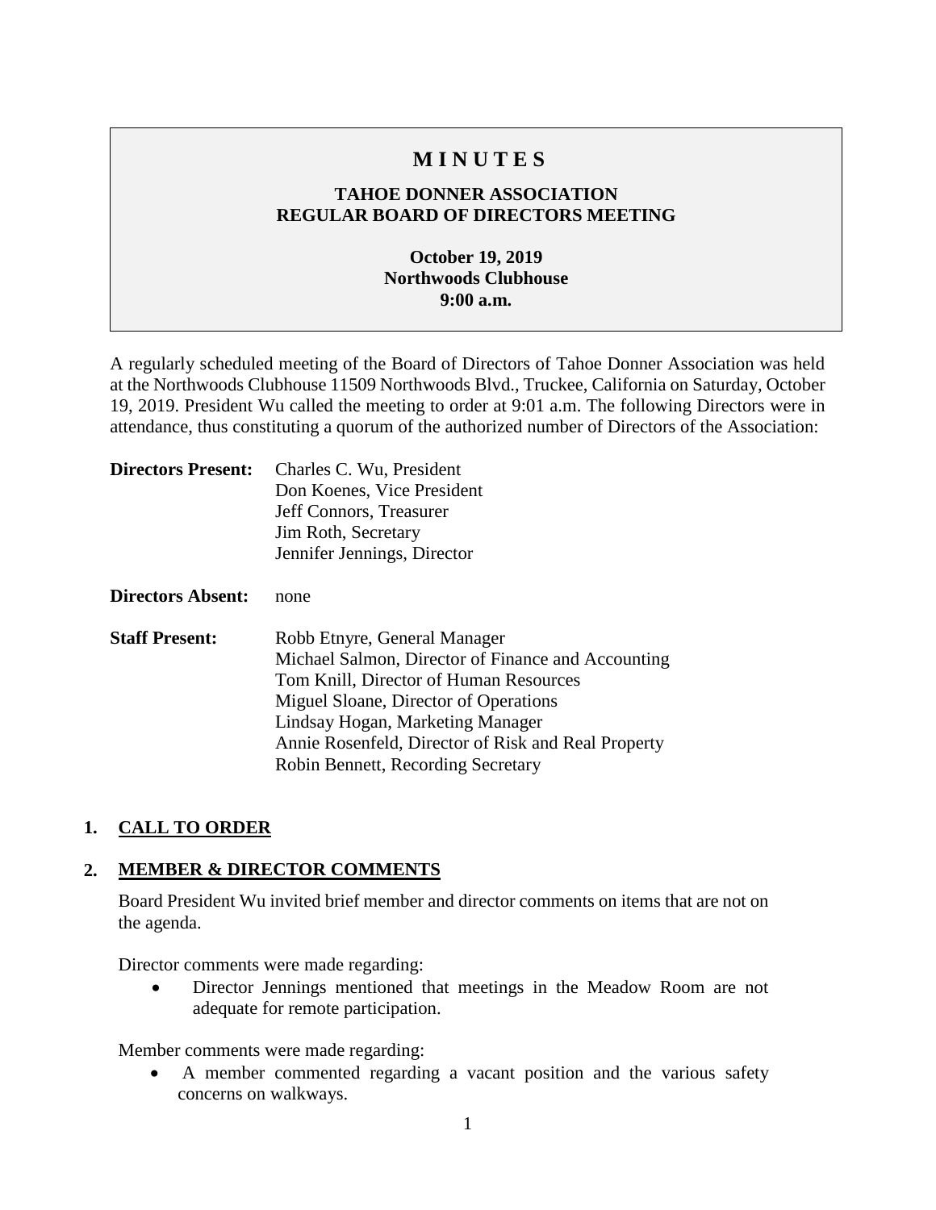# M I N U T E S

## TAHOE DONNER ASSOCIATION
## REGULAR BOARD OF DIRECTORS MEETING

**October 19, 2019**
**Northwoods Clubhouse**
**9:00 a.m.**

A regularly scheduled meeting of the Board of Directors of Tahoe Donner Association was held at the Northwoods Clubhouse 11509 Northwoods Blvd., Truckee, California on Saturday, October 19, 2019. President Wu called the meeting to order at 9:01 a.m. The following Directors were in attendance, thus constituting a quorum of the authorized number of Directors of the Association:

**Directors Present:** Charles C. Wu, President
Don Koenes, Vice President
Jeff Connors, Treasurer
Jim Roth, Secretary
Jennifer Jennings, Director

**Directors Absent:** none

**Staff Present:** Robb Etnyre, General Manager
Michael Salmon, Director of Finance and Accounting
Tom Knill, Director of Human Resources
Miguel Sloane, Director of Operations
Lindsay Hogan, Marketing Manager
Annie Rosenfeld, Director of Risk and Real Property
Robin Bennett, Recording Secretary

## 1. CALL TO ORDER

## 2. MEMBER & DIRECTOR COMMENTS

Board President Wu invited brief member and director comments on items that are not on the agenda.

Director comments were made regarding:

- Director Jennings mentioned that meetings in the Meadow Room are not adequate for remote participation.

Member comments were made regarding:

- A member commented regarding a vacant position and the various safety concerns on walkways.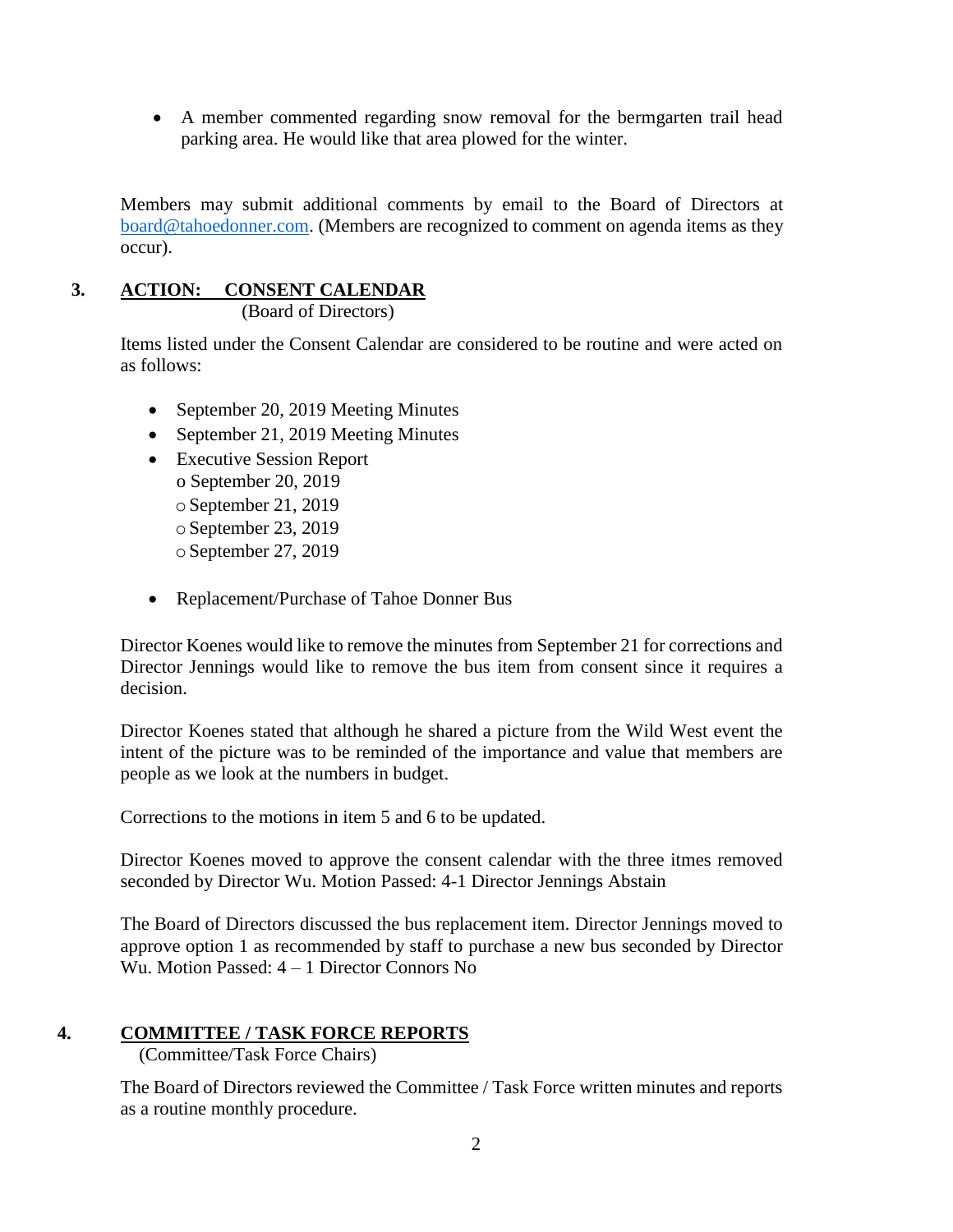- A member commented regarding snow removal for the bermgarten trail head parking area. He would like that area plowed for the winter.

Members may submit additional comments by email to the Board of Directors at board@tahoedonner.com. (Members are recognized to comment on agenda items as they occur).

## 3. ACTION: CONSENT CALENDAR

(Board of Directors)

Items listed under the Consent Calendar are considered to be routine and were acted on as follows:

- September 20, 2019 Meeting Minutes
- September 21, 2019 Meeting Minutes
- Executive Session Report
  - September 20, 2019
  - September 21, 2019
  - September 23, 2019
  - September 27, 2019
- Replacement/Purchase of Tahoe Donner Bus

Director Koenes would like to remove the minutes from September 21 for corrections and Director Jennings would like to remove the bus item from consent since it requires a decision.

Director Koenes stated that although he shared a picture from the Wild West event the intent of the picture was to be reminded of the importance and value that members are people as we look at the numbers in budget.

Corrections to the motions in item 5 and 6 to be updated.

Director Koenes moved to approve the consent calendar with the three itmes removed seconded by Director Wu. Motion Passed: 4-1 Director Jennings Abstain

The Board of Directors discussed the bus replacement item. Director Jennings moved to approve option 1 as recommended by staff to purchase a new bus seconded by Director Wu. Motion Passed: 4 – 1 Director Connors No

## 4. COMMITTEE / TASK FORCE REPORTS

(Committee/Task Force Chairs)

The Board of Directors reviewed the Committee / Task Force written minutes and reports as a routine monthly procedure.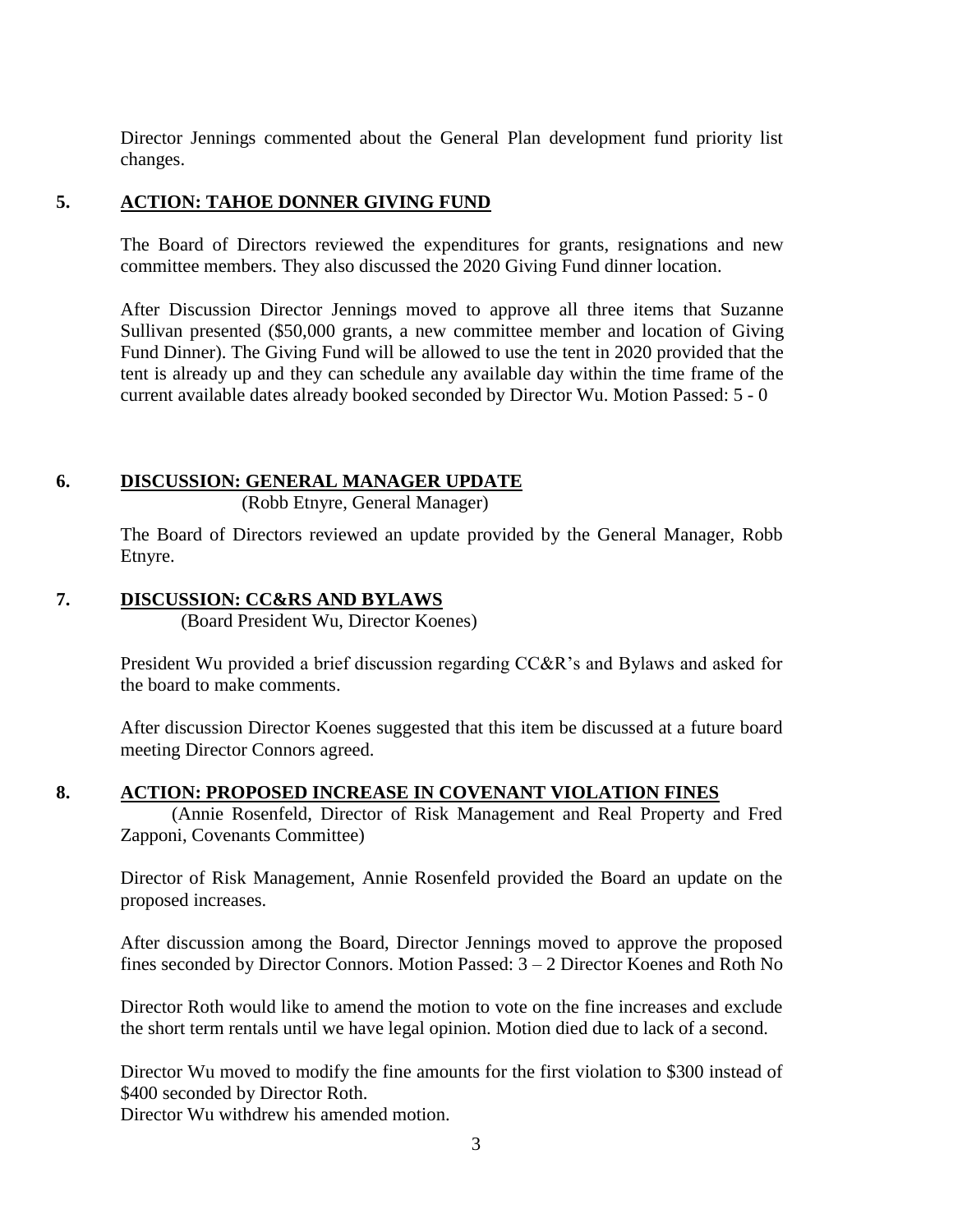Director Jennings commented about the General Plan development fund priority list changes.

## 5. ACTION: TAHOE DONNER GIVING FUND

The Board of Directors reviewed the expenditures for grants, resignations and new committee members. They also discussed the 2020 Giving Fund dinner location.

After Discussion Director Jennings moved to approve all three items that Suzanne Sullivan presented ($50,000 grants, a new committee member and location of Giving Fund Dinner). The Giving Fund will be allowed to use the tent in 2020 provided that the tent is already up and they can schedule any available day within the time frame of the current available dates already booked seconded by Director Wu. Motion Passed: 5 - 0

## 6. DISCUSSION: GENERAL MANAGER UPDATE

(Robb Etnyre, General Manager)

The Board of Directors reviewed an update provided by the General Manager, Robb Etnyre.

## 7. DISCUSSION: CC&RS AND BYLAWS

(Board President Wu, Director Koenes)

President Wu provided a brief discussion regarding CC&R's and Bylaws and asked for the board to make comments.

After discussion Director Koenes suggested that this item be discussed at a future board meeting Director Connors agreed.

## 8. ACTION: PROPOSED INCREASE IN COVENANT VIOLATION FINES

(Annie Rosenfeld, Director of Risk Management and Real Property and Fred Zapponi, Covenants Committee)

Director of Risk Management, Annie Rosenfeld provided the Board an update on the proposed increases.

After discussion among the Board, Director Jennings moved to approve the proposed fines seconded by Director Connors. Motion Passed: 3 – 2 Director Koenes and Roth No

Director Roth would like to amend the motion to vote on the fine increases and exclude the short term rentals until we have legal opinion. Motion died due to lack of a second.

Director Wu moved to modify the fine amounts for the first violation to $300 instead of $400 seconded by Director Roth.
Director Wu withdrew his amended motion.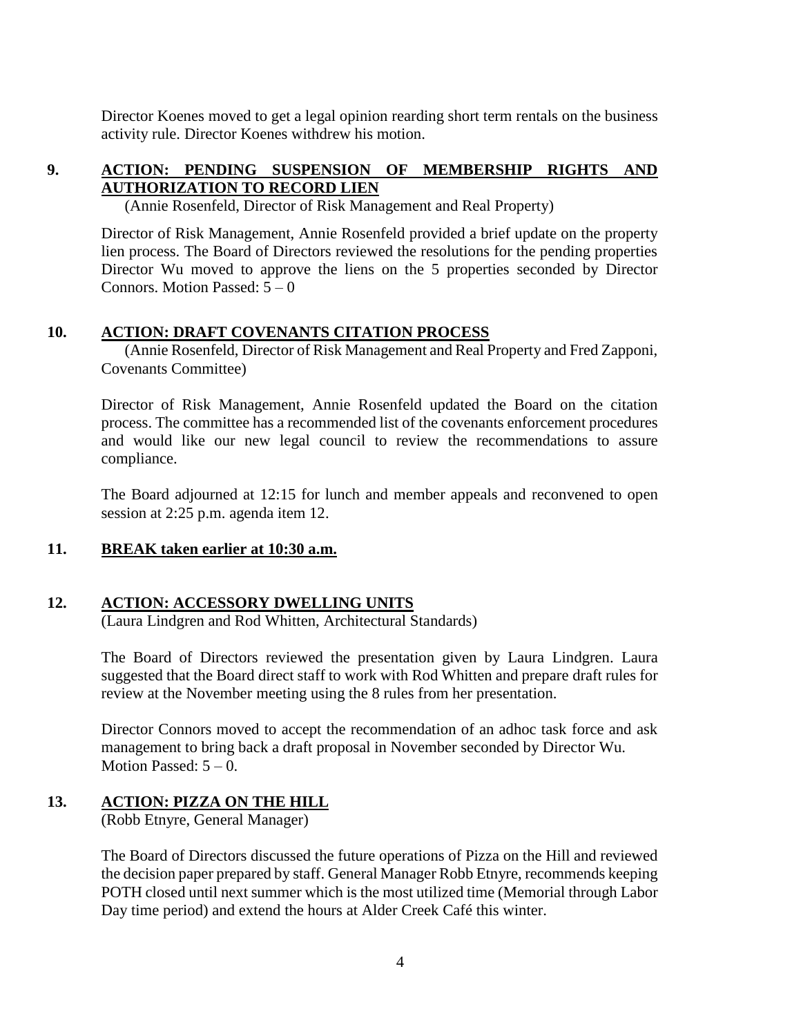Director Koenes moved to get a legal opinion rearding short term rentals on the business activity rule. Director Koenes withdrew his motion.

## 9. ACTION: PENDING SUSPENSION OF MEMBERSHIP RIGHTS AND AUTHORIZATION TO RECORD LIEN

(Annie Rosenfeld, Director of Risk Management and Real Property)

Director of Risk Management, Annie Rosenfeld provided a brief update on the property lien process. The Board of Directors reviewed the resolutions for the pending properties Director Wu moved to approve the liens on the 5 properties seconded by Director Connors. Motion Passed: 5 – 0

## 10. ACTION: DRAFT COVENANTS CITATION PROCESS

(Annie Rosenfeld, Director of Risk Management and Real Property and Fred Zapponi, Covenants Committee)

Director of Risk Management, Annie Rosenfeld updated the Board on the citation process. The committee has a recommended list of the covenants enforcement procedures and would like our new legal council to review the recommendations to assure compliance.

The Board adjourned at 12:15 for lunch and member appeals and reconvened to open session at 2:25 p.m. agenda item 12.

## 11. BREAK taken earlier at 10:30 a.m.

## 12. ACTION: ACCESSORY DWELLING UNITS

(Laura Lindgren and Rod Whitten, Architectural Standards)

The Board of Directors reviewed the presentation given by Laura Lindgren. Laura suggested that the Board direct staff to work with Rod Whitten and prepare draft rules for review at the November meeting using the 8 rules from her presentation.

Director Connors moved to accept the recommendation of an adhoc task force and ask management to bring back a draft proposal in November seconded by Director Wu. Motion Passed: 5 – 0.

## 13. ACTION: PIZZA ON THE HILL

(Robb Etnyre, General Manager)

The Board of Directors discussed the future operations of Pizza on the Hill and reviewed the decision paper prepared by staff. General Manager Robb Etnyre, recommends keeping POTH closed until next summer which is the most utilized time (Memorial through Labor Day time period) and extend the hours at Alder Creek Café this winter.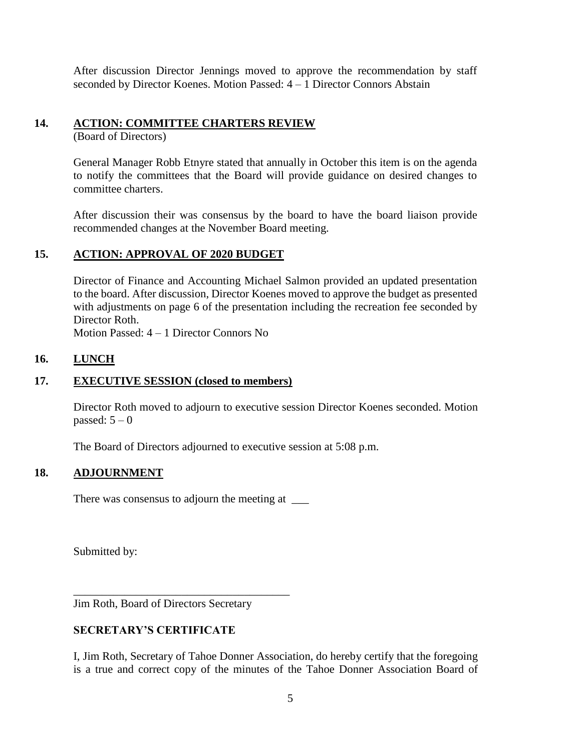After discussion Director Jennings moved to approve the recommendation by staff seconded by Director Koenes. Motion Passed: 4 – 1 Director Connors Abstain

## 14. ACTION: COMMITTEE CHARTERS REVIEW

(Board of Directors)

General Manager Robb Etnyre stated that annually in October this item is on the agenda to notify the committees that the Board will provide guidance on desired changes to committee charters.

After discussion their was consensus by the board to have the board liaison provide recommended changes at the November Board meeting.

## 15. ACTION: APPROVAL OF 2020 BUDGET

Director of Finance and Accounting Michael Salmon provided an updated presentation to the board. After discussion, Director Koenes moved to approve the budget as presented with adjustments on page 6 of the presentation including the recreation fee seconded by Director Roth.

Motion Passed: 4 – 1 Director Connors No

## 16. LUNCH

## 17. EXECUTIVE SESSION (closed to members)

Director Roth moved to adjourn to executive session Director Koenes seconded. Motion passed: 5 – 0

The Board of Directors adjourned to executive session at 5:08 p.m.

## 18. ADJOURNMENT

There was consensus to adjourn the meeting at ___

Submitted by:

_______________________________________

Jim Roth, Board of Directors Secretary

**SECRETARY'S CERTIFICATE**

I, Jim Roth, Secretary of Tahoe Donner Association, do hereby certify that the foregoing is a true and correct copy of the minutes of the Tahoe Donner Association Board of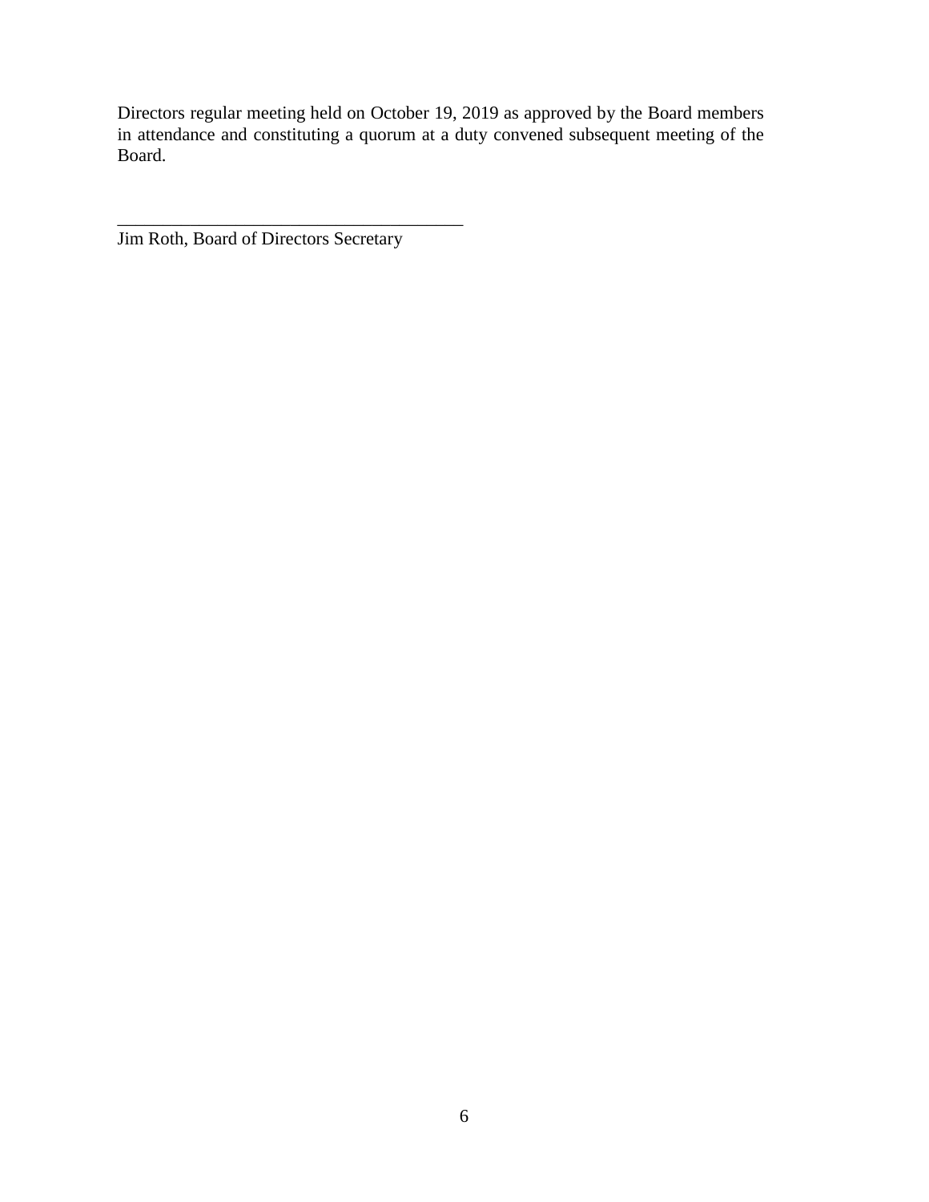Directors regular meeting held on October 19, 2019 as approved by the Board members in attendance and constituting a quorum at a duty convened subsequent meeting of the Board.

\_\_\_\_\_\_\_\_\_\_\_\_\_\_\_\_\_\_\_\_\_\_\_\_\_\_\_\_\_\_\_\_\_\_\_\_\_\_\_\_

Jim Roth, Board of Directors Secretary